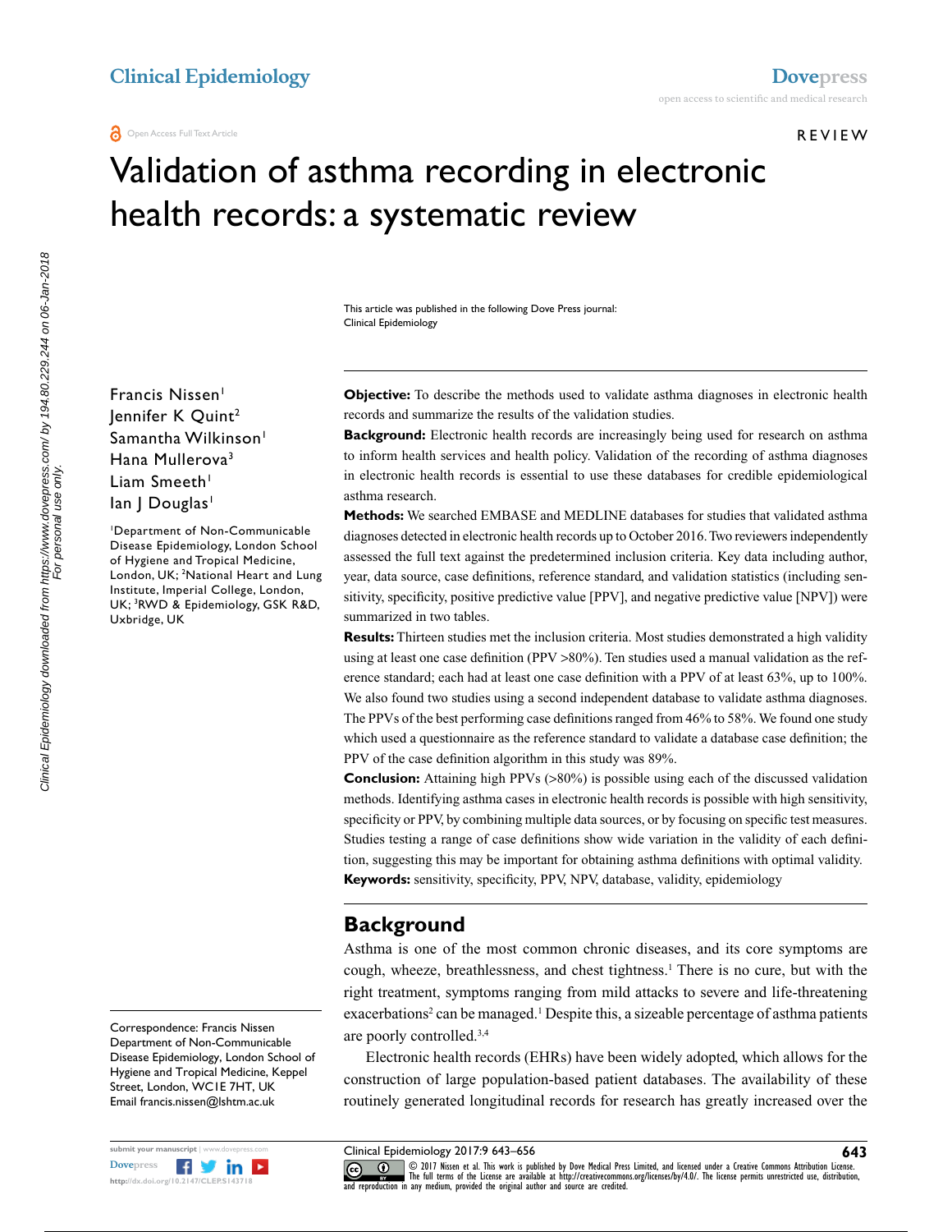Open Access Full Text Article

REVIEW

# Validation of asthma recording in electronic health records: a systematic review

This article was published in the following Dove Press journal: Clinical Epidemiology

Francis Nissen[1]
Jennifer K Quint[2]
Samantha Wilkinson[1]
Hana Mullerova[3]
Liam Smeeth[1]
Ian J Douglas[1]

[1]Department of Non-Communicable Disease Epidemiology, London School of Hygiene and Tropical Medicine, London, UK; [2]National Heart and Lung Institute, Imperial College, London, UK; [3]RWD & Epidemiology, GSK R&D, Uxbridge, UK

Correspondence: Francis Nissen
Department of Non-Communicable Disease Epidemiology, London School of Hygiene and Tropical Medicine, Keppel Street, London, WC1E 7HT, UK
Email francis.nissen@lshtm.ac.uk

**Objective:** To describe the methods used to validate asthma diagnoses in electronic health records and summarize the results of the validation studies.

**Background:** Electronic health records are increasingly being used for research on asthma to inform health services and health policy. Validation of the recording of asthma diagnoses in electronic health records is essential to use these databases for credible epidemiological asthma research.

**Methods:** We searched EMBASE and MEDLINE databases for studies that validated asthma diagnoses detected in electronic health records up to October 2016. Two reviewers independently assessed the full text against the predetermined inclusion criteria. Key data including author, year, data source, case definitions, reference standard, and validation statistics (including sensitivity, specificity, positive predictive value [PPV], and negative predictive value [NPV]) were summarized in two tables.

**Results:** Thirteen studies met the inclusion criteria. Most studies demonstrated a high validity using at least one case definition (PPV >80%). Ten studies used a manual validation as the reference standard; each had at least one case definition with a PPV of at least 63%, up to 100%. We also found two studies using a second independent database to validate asthma diagnoses. The PPVs of the best performing case definitions ranged from 46% to 58%. We found one study which used a questionnaire as the reference standard to validate a database case definition; the PPV of the case definition algorithm in this study was 89%.

**Conclusion:** Attaining high PPVs (>80%) is possible using each of the discussed validation methods. Identifying asthma cases in electronic health records is possible with high sensitivity, specificity or PPV, by combining multiple data sources, or by focusing on specific test measures. Studies testing a range of case definitions show wide variation in the validity of each definition, suggesting this may be important for obtaining asthma definitions with optimal validity.

**Keywords:** sensitivity, specificity, PPV, NPV, database, validity, epidemiology

## Background

Asthma is one of the most common chronic diseases, and its core symptoms are cough, wheeze, breathlessness, and chest tightness.[1] There is no cure, but with the right treatment, symptoms ranging from mild attacks to severe and life-threatening exacerbations[2] can be managed.[1] Despite this, a sizeable percentage of asthma patients are poorly controlled.[3,4]

Electronic health records (EHRs) have been widely adopted, which allows for the construction of large population-based patient databases. The availability of these routinely generated longitudinal records for research has greatly increased over the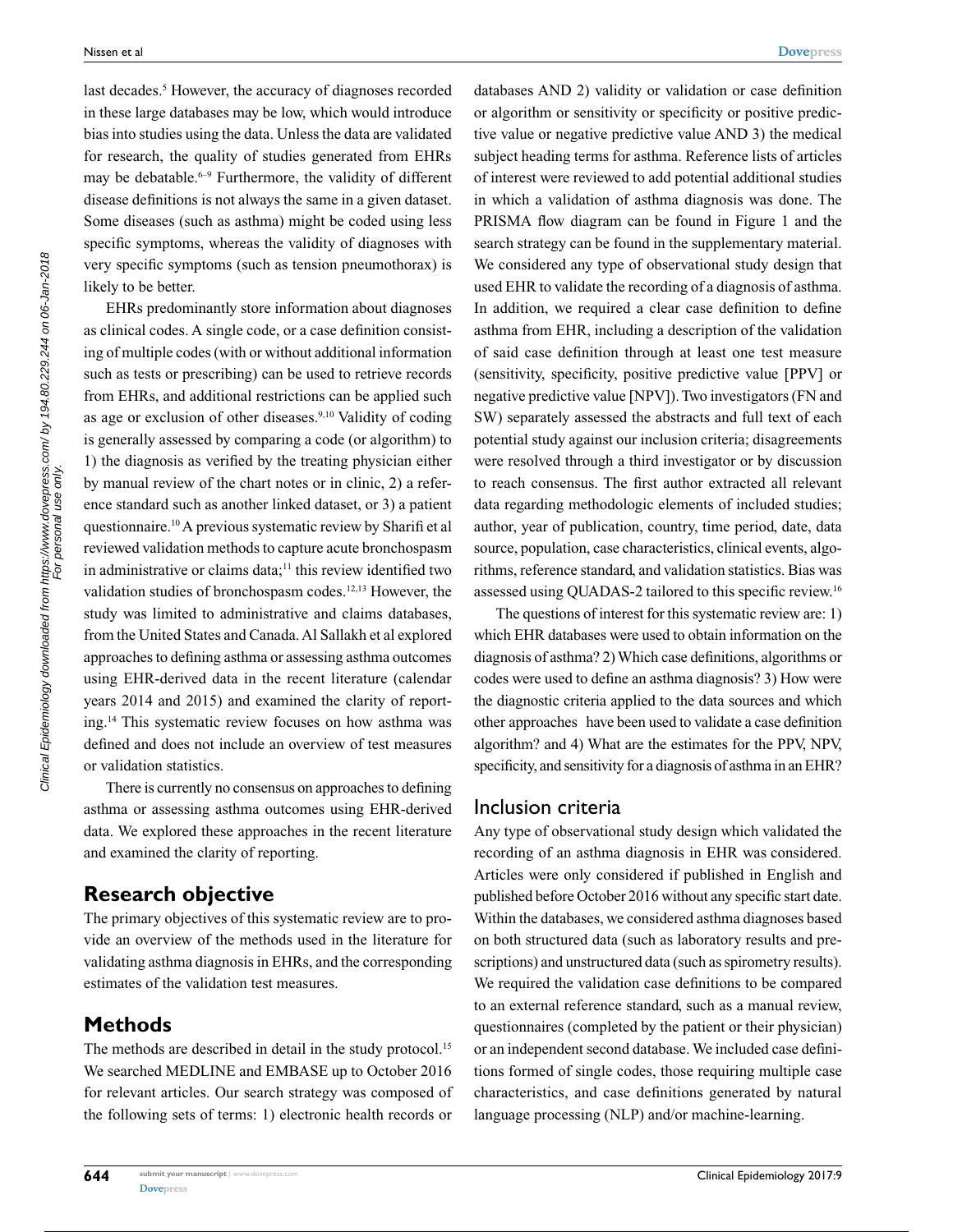last decades.[5] However, the accuracy of diagnoses recorded in these large databases may be low, which would introduce bias into studies using the data. Unless the data are validated for research, the quality of studies generated from EHRs may be debatable.[6–9] Furthermore, the validity of different disease definitions is not always the same in a given dataset. Some diseases (such as asthma) might be coded using less specific symptoms, whereas the validity of diagnoses with very specific symptoms (such as tension pneumothorax) is likely to be better.

EHRs predominantly store information about diagnoses as clinical codes. A single code, or a case definition consisting of multiple codes (with or without additional information such as tests or prescribing) can be used to retrieve records from EHRs, and additional restrictions can be applied such as age or exclusion of other diseases.[9,10] Validity of coding is generally assessed by comparing a code (or algorithm) to 1) the diagnosis as verified by the treating physician either by manual review of the chart notes or in clinic, 2) a reference standard such as another linked dataset, or 3) a patient questionnaire.[10] A previous systematic review by Sharifi et al reviewed validation methods to capture acute bronchospasm in administrative or claims data;[11] this review identified two validation studies of bronchospasm codes.[12,13] However, the study was limited to administrative and claims databases, from the United States and Canada. Al Sallakh et al explored approaches to defining asthma or assessing asthma outcomes using EHR-derived data in the recent literature (calendar years 2014 and 2015) and examined the clarity of reporting.[14] This systematic review focuses on how asthma was defined and does not include an overview of test measures or validation statistics.

There is currently no consensus on approaches to defining asthma or assessing asthma outcomes using EHR-derived data. We explored these approaches in the recent literature and examined the clarity of reporting.

## Research objective

The primary objectives of this systematic review are to provide an overview of the methods used in the literature for validating asthma diagnosis in EHRs, and the corresponding estimates of the validation test measures.

## Methods

The methods are described in detail in the study protocol.[15] We searched MEDLINE and EMBASE up to October 2016 for relevant articles. Our search strategy was composed of the following sets of terms: 1) electronic health records or databases AND 2) validity or validation or case definition or algorithm or sensitivity or specificity or positive predictive value or negative predictive value AND 3) the medical subject heading terms for asthma. Reference lists of articles of interest were reviewed to add potential additional studies in which a validation of asthma diagnosis was done. The PRISMA flow diagram can be found in Figure 1 and the search strategy can be found in the supplementary material. We considered any type of observational study design that used EHR to validate the recording of a diagnosis of asthma. In addition, we required a clear case definition to define asthma from EHR, including a description of the validation of said case definition through at least one test measure (sensitivity, specificity, positive predictive value [PPV] or negative predictive value [NPV]). Two investigators (FN and SW) separately assessed the abstracts and full text of each potential study against our inclusion criteria; disagreements were resolved through a third investigator or by discussion to reach consensus. The first author extracted all relevant data regarding methodologic elements of included studies; author, year of publication, country, time period, date, data source, population, case characteristics, clinical events, algorithms, reference standard, and validation statistics. Bias was assessed using QUADAS-2 tailored to this specific review.[16]

The questions of interest for this systematic review are: 1) which EHR databases were used to obtain information on the diagnosis of asthma? 2) Which case definitions, algorithms or codes were used to define an asthma diagnosis? 3) How were the diagnostic criteria applied to the data sources and which other approaches have been used to validate a case definition algorithm? and 4) What are the estimates for the PPV, NPV, specificity, and sensitivity for a diagnosis of asthma in an EHR?

### Inclusion criteria

Any type of observational study design which validated the recording of an asthma diagnosis in EHR was considered. Articles were only considered if published in English and published before October 2016 without any specific start date. Within the databases, we considered asthma diagnoses based on both structured data (such as laboratory results and prescriptions) and unstructured data (such as spirometry results). We required the validation case definitions to be compared to an external reference standard, such as a manual review, questionnaires (completed by the patient or their physician) or an independent second database. We included case definitions formed of single codes, those requiring multiple case characteristics, and case definitions generated by natural language processing (NLP) and/or machine-learning.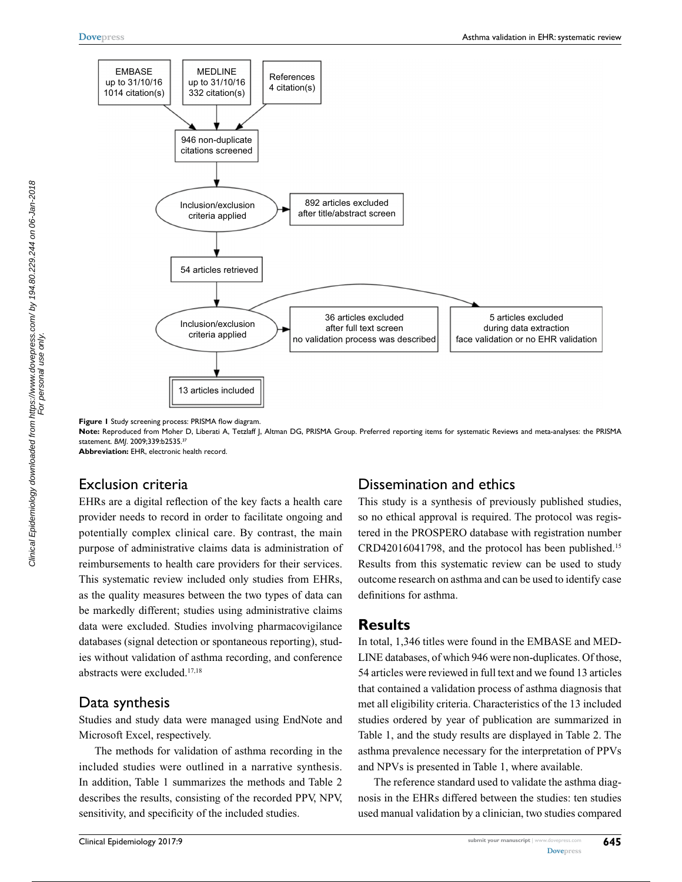Figure 1 Study screening process: PRISMA flow diagram.

**Note:** Reproduced from Moher D, Liberati A, Tetzlaff J, Altman DG, PRISMA Group. Preferred reporting items for systematic Reviews and meta-analyses: the PRISMA statement. *BMJ*. 2009;339:b2535.[37]

**Abbreviation:** EHR, electronic health record.

## Exclusion criteria

EHRs are a digital reflection of the key facts a health care provider needs to record in order to facilitate ongoing and potentially complex clinical care. By contrast, the main purpose of administrative claims data is administration of reimbursements to health care providers for their services. This systematic review included only studies from EHRs, as the quality measures between the two types of data can be markedly different; studies using administrative claims data were excluded. Studies involving pharmacovigilance databases (signal detection or spontaneous reporting), studies without validation of asthma recording, and conference abstracts were excluded.[17,18]

## Data synthesis

Studies and study data were managed using EndNote and Microsoft Excel, respectively.

The methods for validation of asthma recording in the included studies were outlined in a narrative synthesis. In addition, Table 1 summarizes the methods and Table 2 describes the results, consisting of the recorded PPV, NPV, sensitivity, and specificity of the included studies.

## Dissemination and ethics

This study is a synthesis of previously published studies, so no ethical approval is required. The protocol was registered in the PROSPERO database with registration number CRD42016041798, and the protocol has been published.[15] Results from this systematic review can be used to study outcome research on asthma and can be used to identify case definitions for asthma.

# Results

In total, 1,346 titles were found in the EMBASE and MEDLINE databases, of which 946 were non-duplicates. Of those, 54 articles were reviewed in full text and we found 13 articles that contained a validation process of asthma diagnosis that met all eligibility criteria. Characteristics of the 13 included studies ordered by year of publication are summarized in Table 1, and the study results are displayed in Table 2. The asthma prevalence necessary for the interpretation of PPVs and NPVs is presented in Table 1, where available.

The reference standard used to validate the asthma diagnosis in the EHRs differed between the studies: ten studies used manual validation by a clinician, two studies compared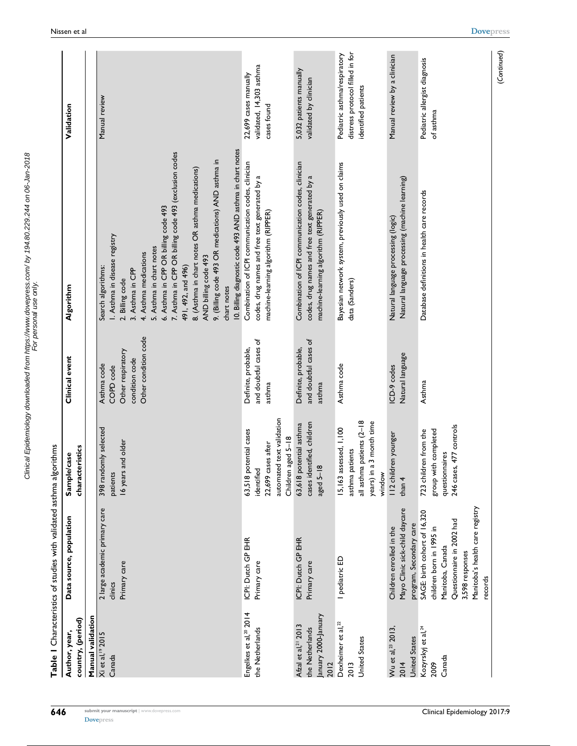**Table 1** Characteristics of studies with validated asthma algorithms

| Author, year, country, (period) | Data source, population | Sample/case characteristics | Clinical event | Algorithm | Validation |
|---|---|---|---|---|---|
| **Manual validation** | | | | | |
| Xi et al,[19] 2015 Canada | 2 large academic primary care clinics Primary care | 398 randomly selected patients 16 years and older | Asthma code COPD code Other respiratory condition code Other condition code | Search algorithms: 1. Asthma in disease registry 2. Billing code 3. Asthma in CPP 4. Asthma medications 5. Asthma in chart notes 6. Asthma in CPP OR billing code 493 7. Asthma in CPP OR billing code 493 (exclusion codes 491, 492, and 496) 8. (Asthma in chart notes OR asthma medications) AND billing code 493 9. (Billing code 493 OR medications) AND asthma in chart notes 10. Billing diagnostic code 493 AND asthma in chart notes | Manual review |
| Engelkes et al,[20] 2014 the Netherlands | ICPI: Dutch GP EHR Primary care | 63,518 potential cases identified 22,699 cases after automated text validation Children aged 5–18 | Definite, probable, and doubtful cases of asthma | Combination of ICPI communication codes, clinician codes, drug names and free text generated by a machine-learning algorithm (RIPPER) | 22,699 cases manually validated, 14,303 asthma cases found |
| Afzal et al,[21] 2013 the Netherlands January 2000-January 2012 | ICPI: Dutch GP EHR Primary care | 63,618 potential asthma cases identified, children aged 5–18 | Definite, probable, and doubtful cases of asthma | Combination of ICPI communication codes, clinician codes, drug names and free text generated by a machine-learning algorithm (RIPPER) | 5,032 patients manually validated by clinician |
| Dexheimer et al,[22] 2013 United States | 1 pediatric ED | 15,163 assessed, 1,100 asthma patients all asthma patients (2–18 years) in a 3 month time window | Asthma code | Bayesian network system, previously used on claims data (Sanders) | Pediatric asthma/respiratory distress protocol filled in for identified patients |
| Wu et al,[23] 2013, 2014 United States | Children enrolled in the Mayo Clinic sick-child daycare program, Secondary care | 112 children younger than 4 | ICD-9 codes Natural language | Natural language processing (logic) Natural language processing (machine learning) | Manual review by a clinician |
| Kozyrskyj et al,[24] 2009 Canada | SAGE: birth cohort of 16,320 children born in 1995 in Manitoba, Canada Questionnaire in 2002 had 3,598 responses Manitoba's health care registry records | 723 children from the group with completed questionnaires 246 cases, 477 controls | Asthma | Database definitions in health care records | Pediatric allergist diagnosis of asthma |

(Continued)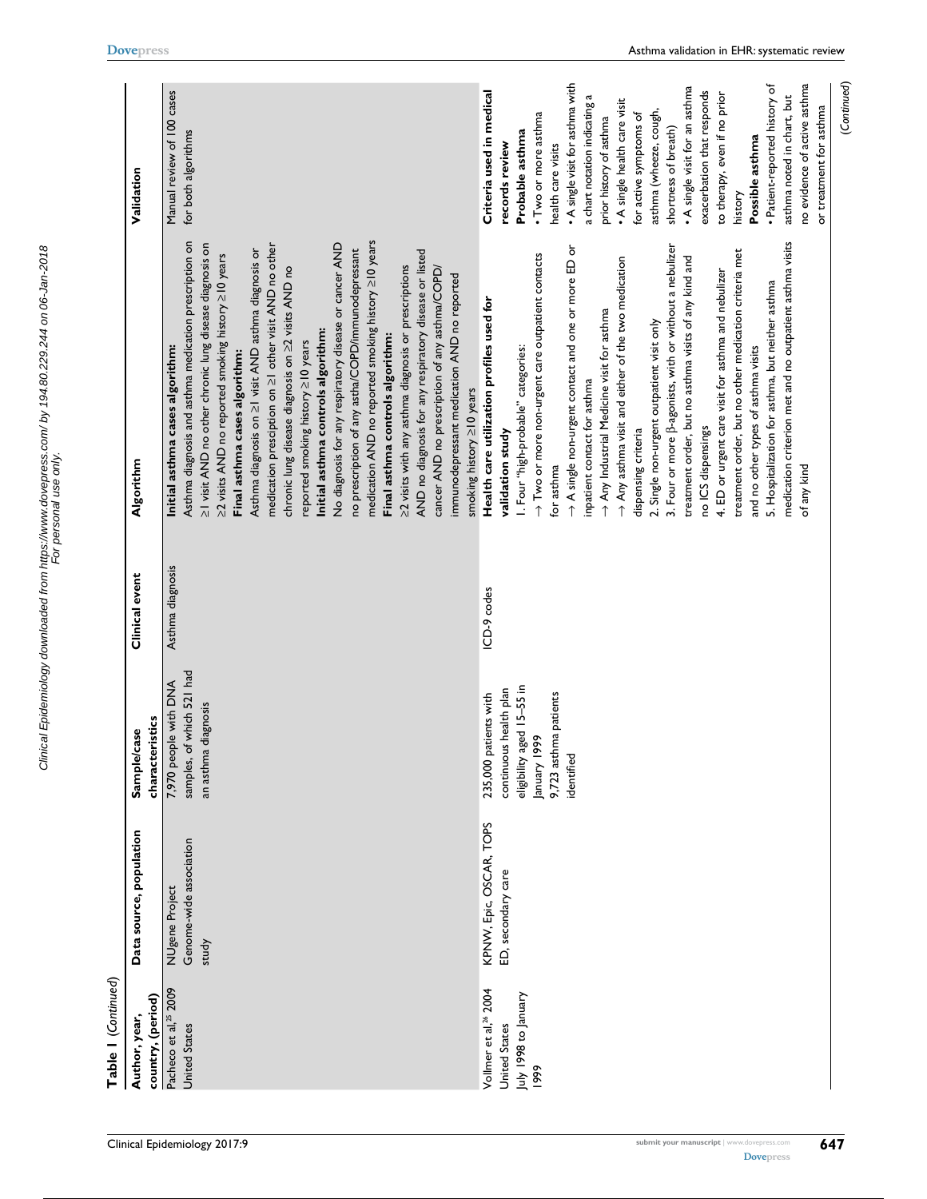**Table 1** (*Continued*)

| Author, year, country, (period) | Data source, population | Sample/case characteristics | Clinical event | Algorithm | Validation |
|---|---|---|---|---|---|
| Pacheco et al,[25] 2009 United States | NUgene Project Genome-wide association study | 7,970 people with DNA samples, of which 521 had an asthma diagnosis | Asthma diagnosis | **Initial asthma cases algorithm:** Asthma diagnosis and asthma medication prescription on ≥1 visit AND no other chronic lung disease diagnosis on ≥2 visits AND no reported smoking history ≥10 years **Final asthma cases algorithm:** Asthma diagnosis on ≥1 visit AND asthma diagnosis or medication presciption on ≥1 other visit AND no other chronic lung disease diagnosis on ≥2 visits AND no reported smoking history ≥10 years **Initial asthma controls algorithm:** No diagnosis for any respiratory disease or cancer AND no prescription of any astha/COPD/immunodepressant medication AND no reported smoking history ≥10 years **Final asthma controls algorithm:** ≥2 visits with any asthma diagnosis or prescriptions AND no diagnosis for any respiratory disease or listed cancer AND no prescription of any asthma/COPD/immunodepressant medication AND no reported smoking history ≥10 years | Manual review of 100 cases for both algorithms |
| Vollmer et al,[26] 2004 United States July 1998 to January 1999 | KPNW, Epic, OSCAR, TOPS ED, secondary care | 235,000 patients with continuous health plan eligibility aged 15–55 in January 1999 9,723 asthma patients identified | ICD-9 codes | **Health care utilization profiles used for validation study** 1. Four "high-probable" categories: → Two or more non-urgent care outpatient contacts for asthma → A single non-urgent contact and one or more ED or inpatient contact for asthma → Any Industrial Medicine visit for asthma → Any asthma visit and either of the two medication dispensing criteria 2. Single non-urgent outpatient visit only 3. Four or more β-agonists, with or without a nebulizer treatment order, but no asthma visits of any kind and no ICS dispensings 4. ED or urgent care visit for asthma and nebulizer treatment order, but no other medication criteria met and no other types of asthma visits 5. Hospitalization for asthma, but neither asthma medication criterion met and no outpatient asthma visits of any kind | **Criteria used in medical records review** **Probable asthma** • Two or more asthma health care visits • A single visit for asthma with a chart notation indicating a prior history of asthma • A single health care visit for active symptoms of asthma (wheeze, cough, shortness of breath) • A single visit for an asthma exacerbation that responds to therapy, even if no prior history **Possible asthma** • Patient-reported history of asthma noted in chart, but no evidence of active asthma or treatment for asthma |

(*Continued*)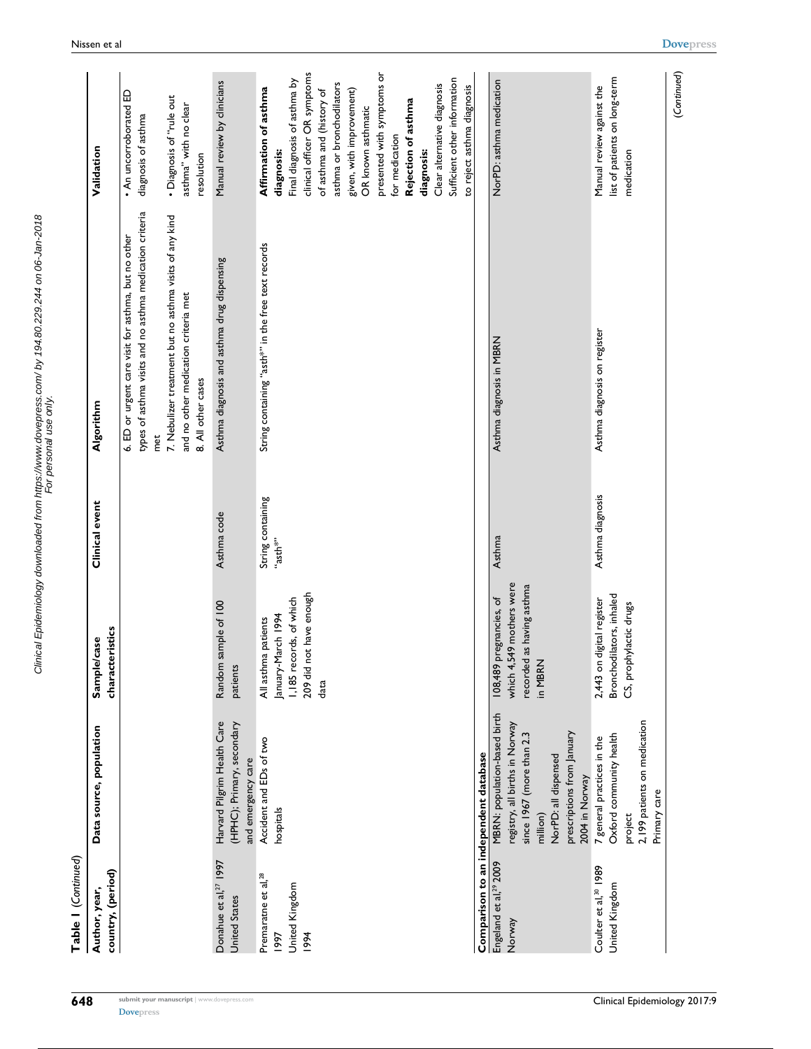**Table 1** (*Continued*)

| Author, year, country, (period) | Data source, population | Sample/case characteristics | Clinical event | Algorithm | Validation |
|---|---|---|---|---|---|
| | | | | 6. ED or urgent care visit for asthma, but no other types of asthma visits and no asthma medication criteria met<br>7. Nebulizer treatment but no asthma visits of any kind and no other medication criteria met<br>8. All other cases | • An uncorroborated ED diagnosis of asthma<br>• Diagnosis of "rule out asthma" with no clear resolution |
| Donahue et al,[27] 1997<br>United States | Harvard Pilgrim Health Care (HPHC); Primary, secondary and emergency care | Random sample of 100 patients | Asthma code | Asthma diagnosis and asthma drug dispensing | Manual review by clinicians |
| Premaratne et al,[28] 1997<br>United Kingdom<br>1994 | Accident and EDs of two hospitals | All asthma patients January–March 1994<br>1,185 records, of which 209 did not have enough data | String containing "asth*" | String containing "asth*" in the free text records | **Affirmation of asthma diagnosis:**<br>Final diagnosis of asthma by clinical officer OR symptoms of asthma and (history of asthma or bronchodilators given, with improvement) OR known asthmatic presented with symptoms or for medication<br>**Rejection of asthma diagnosis:**<br>Clear alternative diagnosis<br>Sufficient other information to reject asthma diagnosis |
| **Comparison to an independent database** | | | | | |
| Engeland et al,[29] 2009<br>Norway | MBRN: population-based birth registry, all births in Norway since 1967 (more than 2.3 million)<br>NorPD: all dispensed prescriptions from January 2004 in Norway | 108,489 pregnancies, of which 4,549 mothers were recorded as having asthma in MBRN | Asthma | Asthma diagnosis in MBRN | NorPD: asthma medication |
| Coulter et al,[30] 1989<br>United Kingdom | 7 general practices in the Oxford community health project<br>2,199 patients on medication<br>Primary care | 2,443 on digital register<br>Bronchodilators, inhaled CS, prophylactic drugs | Asthma diagnosis | Asthma diagnosis on register | Manual review against the list of patients on long-term medication |

(*Continued*)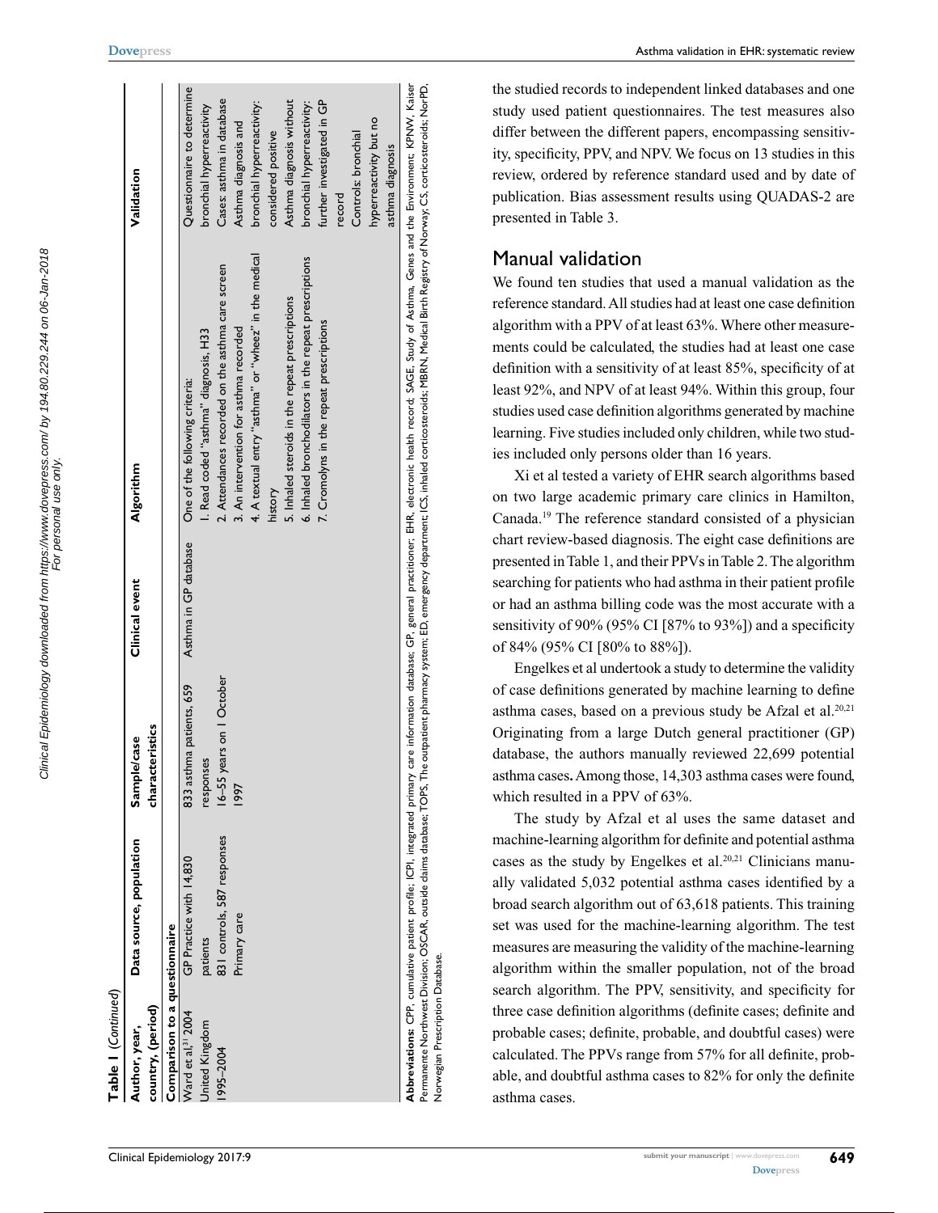**Table 1** (*Continued*)

| Author, year, country, (period) | Data source, population | Sample/case characteristics | Clinical event | Algorithm | Validation |
|---|---|---|---|---|---|
| **Comparison to a questionnaire** | | | | | |
| Ward et al,[31] 2004 United Kingdom 1995–2004 | GP Practice with 14,830 patients 831 controls, 587 responses Primary care | 833 asthma patients, 659 responses 16–55 years on 1 October 1997 | Asthma in GP database | One of the following criteria: 1. Read coded "asthma" diagnosis, H33 2. Attendances recorded on the asthma care screen 3. An intervention for asthma recorded 4. A textual entry "asthma" or "wheez" in the medical history 5. Inhaled steroids in the repeat prescriptions 6. Inhaled bronchodilators in the repeat prescriptions 7. Cromolyns in the repeat prescriptions | Questionnaire to determine bronchial hyperreactivity Cases: asthma in database Asthma diagnosis and bronchial hyperreactivity: considered positive Asthma diagnosis without bronchial hyperreactivity: further investigated in GP record Controls: bronchial hyperreactivity but no asthma diagnosis |

**Abbreviations:** CPP, cumulative patient profile; ICPI, integrated primary care information database; GP, general practitioner; EHR, electronic health record; SAGE, Study of Asthma, Genes and the Environment; KPNW, Kaiser Permanente Northwest Division; OSCAR, outside claims database; TOPS, The outpatient pharmacy system; ED, emergency department; ICS, inhaled corticosteroids; MBRN, Medical Birth Registry of Norway; CS, corticosteroids; NorPD, Norwegian Prescription Database.

the studied records to independent linked databases and one study used patient questionnaires. The test measures also differ between the different papers, encompassing sensitivity, specificity, PPV, and NPV. We focus on 13 studies in this review, ordered by reference standard used and by date of publication. Bias assessment results using QUADAS-2 are presented in Table 3.

## Manual validation

We found ten studies that used a manual validation as the reference standard. All studies had at least one case definition algorithm with a PPV of at least 63%. Where other measurements could be calculated, the studies had at least one case definition with a sensitivity of at least 85%, specificity of at least 92%, and NPV of at least 94%. Within this group, four studies used case definition algorithms generated by machine learning. Five studies included only children, while two studies included only persons older than 16 years.

Xi et al tested a variety of EHR search algorithms based on two large academic primary care clinics in Hamilton, Canada.[19] The reference standard consisted of a physician chart review-based diagnosis. The eight case definitions are presented in Table 1, and their PPVs in Table 2. The algorithm searching for patients who had asthma in their patient profile or had an asthma billing code was the most accurate with a sensitivity of 90% (95% CI [87% to 93%]) and a specificity of 84% (95% CI [80% to 88%]).

Engelkes et al undertook a study to determine the validity of case definitions generated by machine learning to define asthma cases, based on a previous study be Afzal et al.[20,21] Originating from a large Dutch general practitioner (GP) database, the authors manually reviewed 22,699 potential asthma cases**.** Among those, 14,303 asthma cases were found, which resulted in a PPV of 63%.

The study by Afzal et al uses the same dataset and machine-learning algorithm for definite and potential asthma cases as the study by Engelkes et al.[20,21] Clinicians manually validated 5,032 potential asthma cases identified by a broad search algorithm out of 63,618 patients. This training set was used for the machine-learning algorithm. The test measures are measuring the validity of the machine-learning algorithm within the smaller population, not of the broad search algorithm. The PPV, sensitivity, and specificity for three case definition algorithms (definite cases; definite and probable cases; definite, probable, and doubtful cases) were calculated. The PPVs range from 57% for all definite, probable, and doubtful asthma cases to 82% for only the definite asthma cases.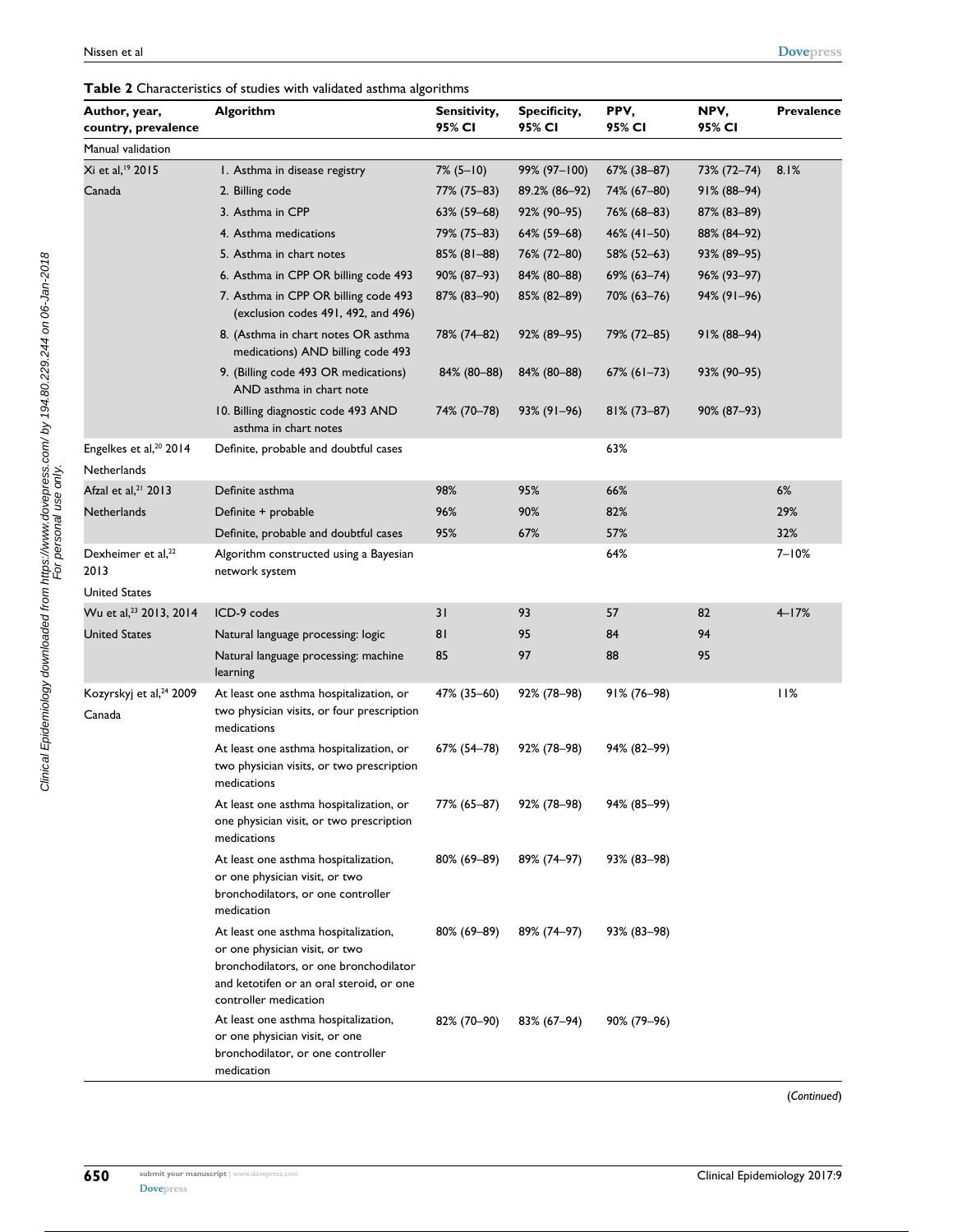**Table 2** Characteristics of studies with validated asthma algorithms

| Author, year, country, prevalence | Algorithm | Sensitivity, 95% CI | Specificity, 95% CI | PPV, 95% CI | NPV, 95% CI | Prevalence |
|---|---|---|---|---|---|---|
| Manual validation | | | | | | |
| Xi et al,[19] 2015 Canada | 1. Asthma in disease registry | 7% (5–10) | 99% (97–100) | 67% (38–87) | 73% (72–74) | 8.1% |
| | 2. Billing code | 77% (75–83) | 89.2% (86–92) | 74% (67–80) | 91% (88–94) | |
| | 3. Asthma in CPP | 63% (59–68) | 92% (90–95) | 76% (68–83) | 87% (83–89) | |
| | 4. Asthma medications | 79% (75–83) | 64% (59–68) | 46% (41–50) | 88% (84–92) | |
| | 5. Asthma in chart notes | 85% (81–88) | 76% (72–80) | 58% (52–63) | 93% (89–95) | |
| | 6. Asthma in CPP OR billing code 493 | 90% (87–93) | 84% (80–88) | 69% (63–74) | 96% (93–97) | |
| | 7. Asthma in CPP OR billing code 493 (exclusion codes 491, 492, and 496) | 87% (83–90) | 85% (82–89) | 70% (63–76) | 94% (91–96) | |
| | 8. (Asthma in chart notes OR asthma medications) AND billing code 493 | 78% (74–82) | 92% (89–95) | 79% (72–85) | 91% (88–94) | |
| | 9. (Billing code 493 OR medications) AND asthma in chart note | 84% (80–88) | 84% (80–88) | 67% (61–73) | 93% (90–95) | |
| | 10. Billing diagnostic code 493 AND asthma in chart notes | 74% (70–78) | 93% (91–96) | 81% (73–87) | 90% (87–93) | |
| Engelkes et al,[20] 2014 Netherlands | Definite, probable and doubtful cases | | | 63% | | |
| Afzal et al,[21] 2013 Netherlands | Definite asthma | 98% | 95% | 66% | | 6% |
| | Definite + probable | 96% | 90% | 82% | | 29% |
| | Definite, probable and doubtful cases | 95% | 67% | 57% | | 32% |
| Dexheimer et al,[22] 2013 United States | Algorithm constructed using a Bayesian network system | | | 64% | | 7–10% |
| Wu et al,[23] 2013, 2014 United States | ICD-9 codes | 31 | 93 | 57 | 82 | 4–17% |
| | Natural language processing: logic | 81 | 95 | 84 | 94 | |
| | Natural language processing: machine learning | 85 | 97 | 88 | 95 | |
| Kozyrskyj et al,[24] 2009 Canada | At least one asthma hospitalization, or two physician visits, or four prescription medications | 47% (35–60) | 92% (78–98) | 91% (76–98) | | 11% |
| | At least one asthma hospitalization, or two physician visits, or two prescription medications | 67% (54–78) | 92% (78–98) | 94% (82–99) | | |
| | At least one asthma hospitalization, or one physician visit, or two prescription medications | 77% (65–87) | 92% (78–98) | 94% (85–99) | | |
| | At least one asthma hospitalization, or one physician visit, or two bronchodilators, or one controller medication | 80% (69–89) | 89% (74–97) | 93% (83–98) | | |
| | At least one asthma hospitalization, or one physician visit, or two bronchodilators, or one bronchodilator and ketotifen or an oral steroid, or one controller medication | 80% (69–89) | 89% (74–97) | 93% (83–98) | | |
| | At least one asthma hospitalization, or one physician visit, or one bronchodilator, or one controller medication | 82% (70–90) | 83% (67–94) | 90% (79–96) | | |

(*Continued*)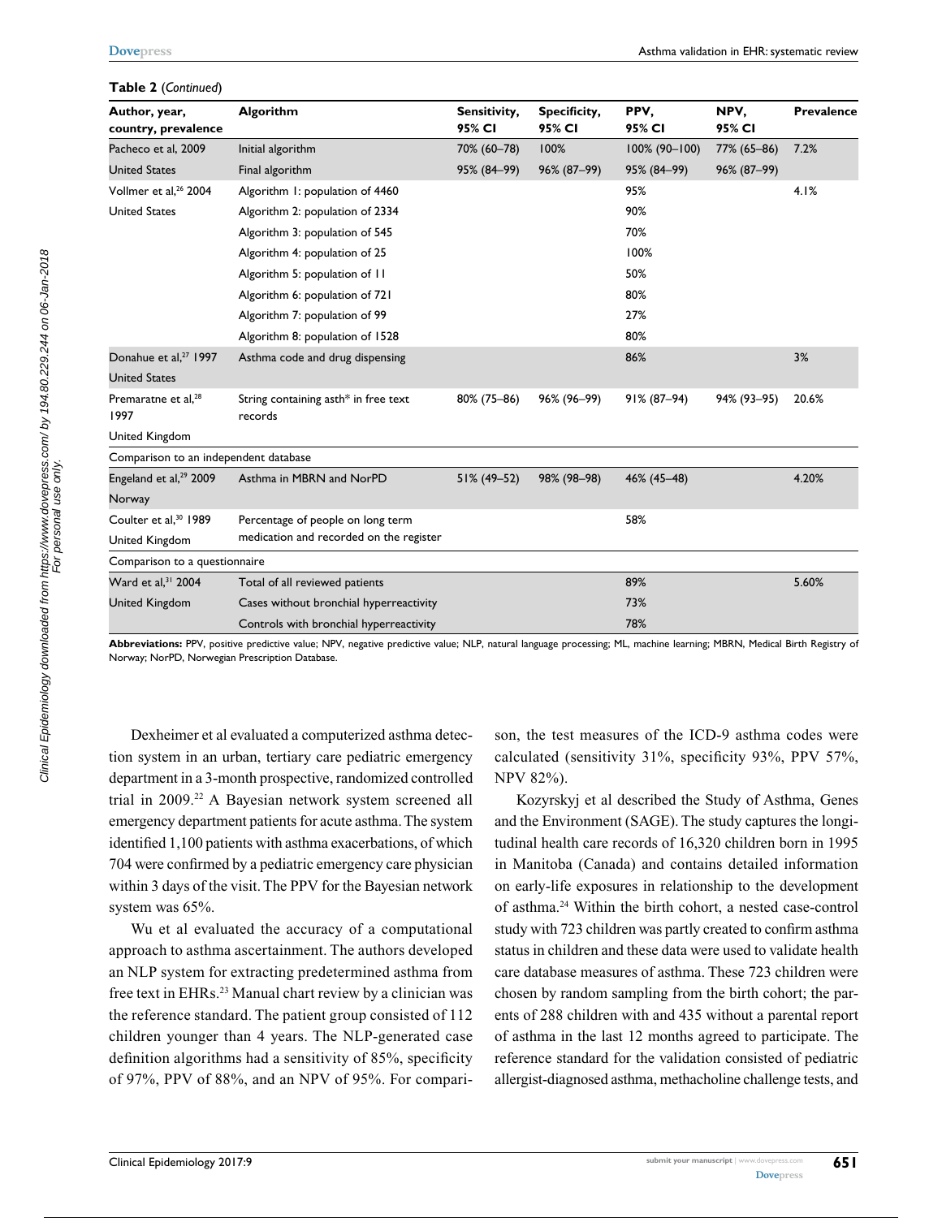**Table 2** (*Continued*)

| Author, year, country, prevalence | Algorithm | Sensitivity, 95% CI | Specificity, 95% CI | PPV, 95% CI | NPV, 95% CI | Prevalence |
|---|---|---|---|---|---|---|
| Pacheco et al, 2009 | Initial algorithm | 70% (60–78) | 100% | 100% (90–100) | 77% (65–86) | 7.2% |
| United States | Final algorithm | 95% (84–99) | 96% (87–99) | 95% (84–99) | 96% (87–99) | |
| Vollmer et al,[26] 2004 | Algorithm 1: population of 4460 | | | 95% | | 4.1% |
| United States | Algorithm 2: population of 2334 | | | 90% | | |
| | Algorithm 3: population of 545 | | | 70% | | |
| | Algorithm 4: population of 25 | | | 100% | | |
| | Algorithm 5: population of 11 | | | 50% | | |
| | Algorithm 6: population of 721 | | | 80% | | |
| | Algorithm 7: population of 99 | | | 27% | | |
| | Algorithm 8: population of 1528 | | | 80% | | |
| Donahue et al,[27] 1997 United States | Asthma code and drug dispensing | | | 86% | | 3% |
| Premaratne et al,[28] 1997 United Kingdom | String containing asth* in free text records | 80% (75–86) | 96% (96–99) | 91% (87–94) | 94% (93–95) | 20.6% |
| **Comparison to an independent database** | | | | | | |
| Engeland et al,[29] 2009 Norway | Asthma in MBRN and NorPD | 51% (49–52) | 98% (98–98) | 46% (45–48) | | 4.20% |
| Coulter et al,[30] 1989 United Kingdom | Percentage of people on long term medication and recorded on the register | | | 58% | | |
| **Comparison to a questionnaire** | | | | | | |
| Ward et al,[31] 2004 | Total of all reviewed patients | | | 89% | | 5.60% |
| United Kingdom | Cases without bronchial hyperreactivity | | | 73% | | |
| | Controls with bronchial hyperreactivity | | | 78% | | |

**Abbreviations:** PPV, positive predictive value; NPV, negative predictive value; NLP, natural language processing; ML, machine learning; MBRN, Medical Birth Registry of Norway; NorPD, Norwegian Prescription Database.

Dexheimer et al evaluated a computerized asthma detection system in an urban, tertiary care pediatric emergency department in a 3-month prospective, randomized controlled trial in 2009.[22] A Bayesian network system screened all emergency department patients for acute asthma. The system identified 1,100 patients with asthma exacerbations, of which 704 were confirmed by a pediatric emergency care physician within 3 days of the visit. The PPV for the Bayesian network system was 65%.

Wu et al evaluated the accuracy of a computational approach to asthma ascertainment. The authors developed an NLP system for extracting predetermined asthma from free text in EHRs.[23] Manual chart review by a clinician was the reference standard. The patient group consisted of 112 children younger than 4 years. The NLP-generated case definition algorithms had a sensitivity of 85%, specificity of 97%, PPV of 88%, and an NPV of 95%. For comparison, the test measures of the ICD-9 asthma codes were calculated (sensitivity 31%, specificity 93%, PPV 57%, NPV 82%).

Kozyrskyj et al described the Study of Asthma, Genes and the Environment (SAGE). The study captures the longitudinal health care records of 16,320 children born in 1995 in Manitoba (Canada) and contains detailed information on early-life exposures in relationship to the development of asthma.[24] Within the birth cohort, a nested case-control study with 723 children was partly created to confirm asthma status in children and these data were used to validate health care database measures of asthma. These 723 children were chosen by random sampling from the birth cohort; the parents of 288 children with and 435 without a parental report of asthma in the last 12 months agreed to participate. The reference standard for the validation consisted of pediatric allergist-diagnosed asthma, methacholine challenge tests, and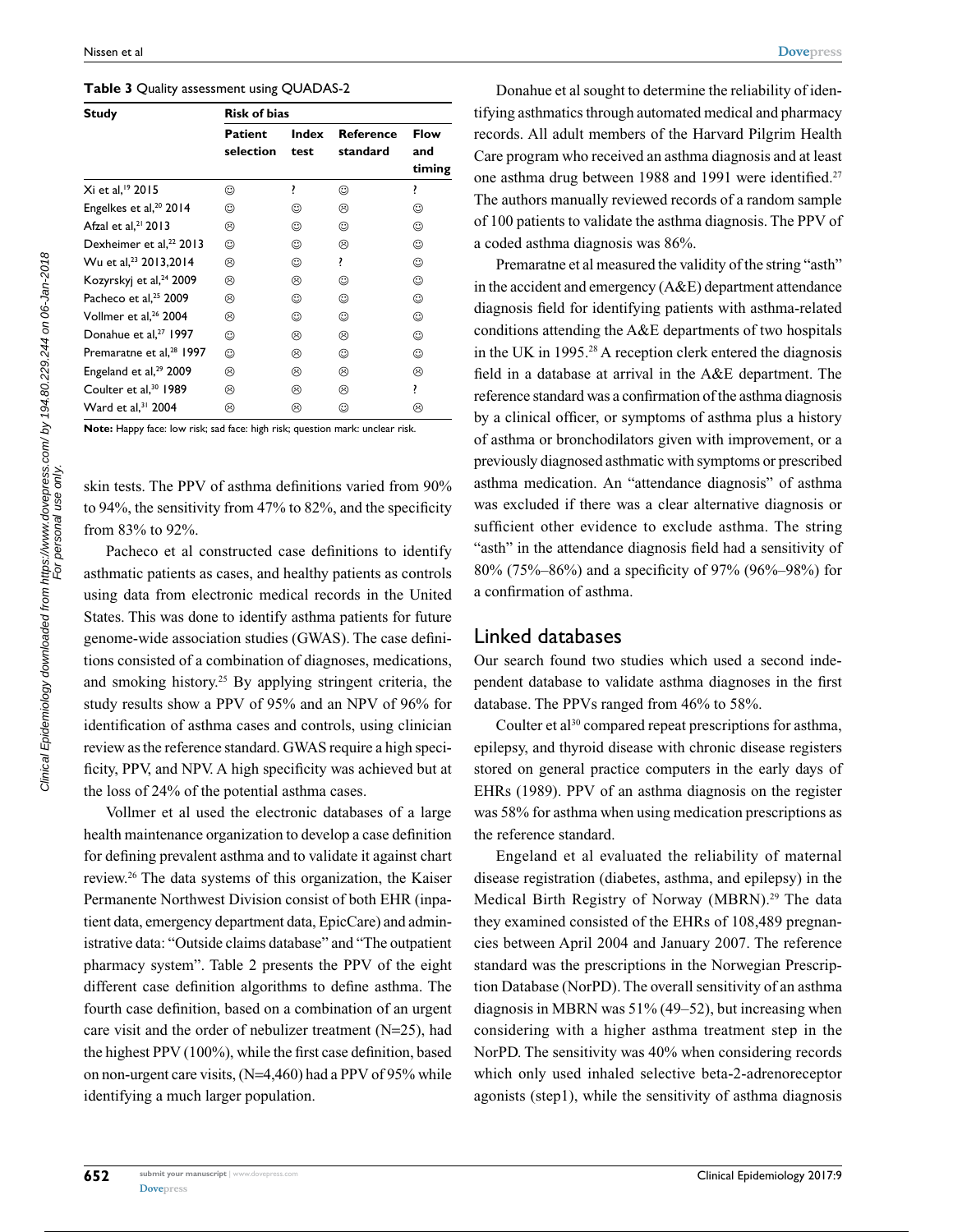**Table 3** Quality assessment using QUADAS-2

| Study | Risk of bias | | | |
|---|---|---|---|---|
| | Patient selection | Index test | Reference standard | Flow and timing |
| Xi et al,[19] 2015 | ☺ | ? | ☺ | ? |
| Engelkes et al,[20] 2014 | ☺ | ☺ | ☹ | ☺ |
| Afzal et al,[21] 2013 | ☹ | ☺ | ☺ | ☺ |
| Dexheimer et al,[22] 2013 | ☺ | ☺ | ☹ | ☺ |
| Wu et al,[23] 2013,2014 | ☹ | ☺ | ? | ☺ |
| Kozyrskyj et al,[24] 2009 | ☹ | ☹ | ☺ | ☺ |
| Pacheco et al,[25] 2009 | ☹ | ☺ | ☺ | ☺ |
| Vollmer et al,[26] 2004 | ☹ | ☺ | ☺ | ☺ |
| Donahue et al,[27] 1997 | ☺ | ☹ | ☹ | ☺ |
| Premaratne et al,[28] 1997 | ☺ | ☹ | ☺ | ☺ |
| Engeland et al,[29] 2009 | ☹ | ☹ | ☹ | ☹ |
| Coulter et al,[30] 1989 | ☹ | ☹ | ☹ | ? |
| Ward et al,[31] 2004 | ☹ | ☹ | ☺ | ☹ |

**Note:** Happy face: low risk; sad face: high risk; question mark: unclear risk.

skin tests. The PPV of asthma definitions varied from 90% to 94%, the sensitivity from 47% to 82%, and the specificity from 83% to 92%.

Pacheco et al constructed case definitions to identify asthmatic patients as cases, and healthy patients as controls using data from electronic medical records in the United States. This was done to identify asthma patients for future genome-wide association studies (GWAS). The case definitions consisted of a combination of diagnoses, medications, and smoking history.[25] By applying stringent criteria, the study results show a PPV of 95% and an NPV of 96% for identification of asthma cases and controls, using clinician review as the reference standard. GWAS require a high specificity, PPV, and NPV. A high specificity was achieved but at the loss of 24% of the potential asthma cases.

Vollmer et al used the electronic databases of a large health maintenance organization to develop a case definition for defining prevalent asthma and to validate it against chart review.[26] The data systems of this organization, the Kaiser Permanente Northwest Division consist of both EHR (inpatient data, emergency department data, EpicCare) and administrative data: "Outside claims database" and "The outpatient pharmacy system". Table 2 presents the PPV of the eight different case definition algorithms to define asthma. The fourth case definition, based on a combination of an urgent care visit and the order of nebulizer treatment (N=25), had the highest PPV (100%), while the first case definition, based on non-urgent care visits, (N=4,460) had a PPV of 95% while identifying a much larger population.

Donahue et al sought to determine the reliability of identifying asthmatics through automated medical and pharmacy records. All adult members of the Harvard Pilgrim Health Care program who received an asthma diagnosis and at least one asthma drug between 1988 and 1991 were identified.[27] The authors manually reviewed records of a random sample of 100 patients to validate the asthma diagnosis. The PPV of a coded asthma diagnosis was 86%.

Premaratne et al measured the validity of the string "asth" in the accident and emergency (A&E) department attendance diagnosis field for identifying patients with asthma-related conditions attending the A&E departments of two hospitals in the UK in 1995.[28] A reception clerk entered the diagnosis field in a database at arrival in the A&E department. The reference standard was a confirmation of the asthma diagnosis by a clinical officer, or symptoms of asthma plus a history of asthma or bronchodilators given with improvement, or a previously diagnosed asthmatic with symptoms or prescribed asthma medication. An "attendance diagnosis" of asthma was excluded if there was a clear alternative diagnosis or sufficient other evidence to exclude asthma. The string "asth" in the attendance diagnosis field had a sensitivity of 80% (75%–86%) and a specificity of 97% (96%–98%) for a confirmation of asthma.

## Linked databases

Our search found two studies which used a second independent database to validate asthma diagnoses in the first database. The PPVs ranged from 46% to 58%.

Coulter et al[30] compared repeat prescriptions for asthma, epilepsy, and thyroid disease with chronic disease registers stored on general practice computers in the early days of EHRs (1989). PPV of an asthma diagnosis on the register was 58% for asthma when using medication prescriptions as the reference standard.

Engeland et al evaluated the reliability of maternal disease registration (diabetes, asthma, and epilepsy) in the Medical Birth Registry of Norway (MBRN).[29] The data they examined consisted of the EHRs of 108,489 pregnancies between April 2004 and January 2007. The reference standard was the prescriptions in the Norwegian Prescription Database (NorPD). The overall sensitivity of an asthma diagnosis in MBRN was 51% (49–52), but increasing when considering with a higher asthma treatment step in the NorPD. The sensitivity was 40% when considering records which only used inhaled selective beta-2-adrenoreceptor agonists (step1), while the sensitivity of asthma diagnosis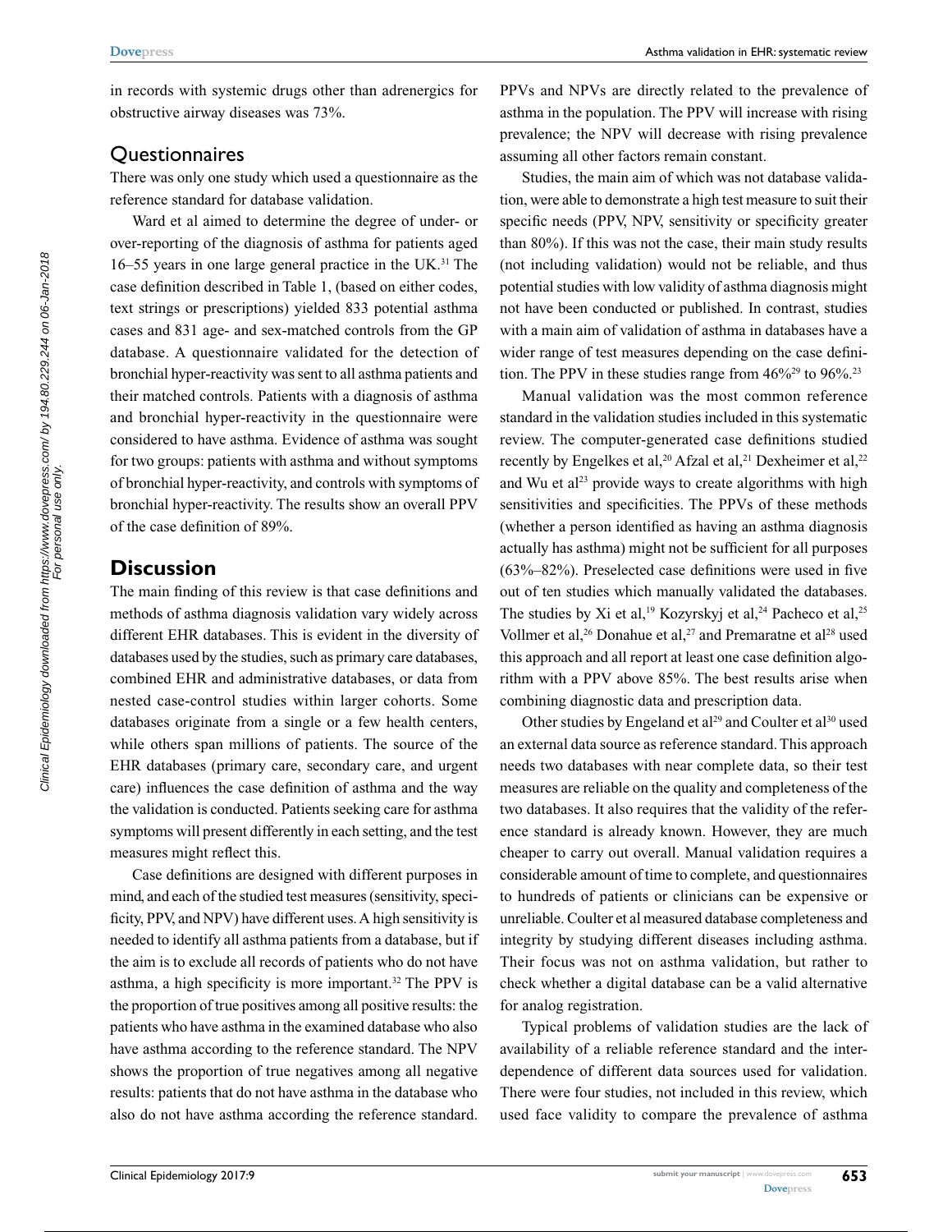in records with systemic drugs other than adrenergics for obstructive airway diseases was 73%.

## Questionnaires

There was only one study which used a questionnaire as the reference standard for database validation.

Ward et al aimed to determine the degree of under- or over-reporting of the diagnosis of asthma for patients aged 16–55 years in one large general practice in the UK.[31] The case definition described in Table 1, (based on either codes, text strings or prescriptions) yielded 833 potential asthma cases and 831 age- and sex-matched controls from the GP database. A questionnaire validated for the detection of bronchial hyper-reactivity was sent to all asthma patients and their matched controls. Patients with a diagnosis of asthma and bronchial hyper-reactivity in the questionnaire were considered to have asthma. Evidence of asthma was sought for two groups: patients with asthma and without symptoms of bronchial hyper-reactivity, and controls with symptoms of bronchial hyper-reactivity. The results show an overall PPV of the case definition of 89%.

# Discussion

The main finding of this review is that case definitions and methods of asthma diagnosis validation vary widely across different EHR databases. This is evident in the diversity of databases used by the studies, such as primary care databases, combined EHR and administrative databases, or data from nested case-control studies within larger cohorts. Some databases originate from a single or a few health centers, while others span millions of patients. The source of the EHR databases (primary care, secondary care, and urgent care) influences the case definition of asthma and the way the validation is conducted. Patients seeking care for asthma symptoms will present differently in each setting, and the test measures might reflect this.

Case definitions are designed with different purposes in mind, and each of the studied test measures (sensitivity, specificity, PPV, and NPV) have different uses. A high sensitivity is needed to identify all asthma patients from a database, but if the aim is to exclude all records of patients who do not have asthma, a high specificity is more important.[32] The PPV is the proportion of true positives among all positive results: the patients who have asthma in the examined database who also have asthma according to the reference standard. The NPV shows the proportion of true negatives among all negative results: patients that do not have asthma in the database who also do not have asthma according the reference standard. PPVs and NPVs are directly related to the prevalence of asthma in the population. The PPV will increase with rising prevalence; the NPV will decrease with rising prevalence assuming all other factors remain constant.

Studies, the main aim of which was not database validation, were able to demonstrate a high test measure to suit their specific needs (PPV, NPV, sensitivity or specificity greater than 80%). If this was not the case, their main study results (not including validation) would not be reliable, and thus potential studies with low validity of asthma diagnosis might not have been conducted or published. In contrast, studies with a main aim of validation of asthma in databases have a wider range of test measures depending on the case definition. The PPV in these studies range from 46%[29] to 96%.[23]

Manual validation was the most common reference standard in the validation studies included in this systematic review. The computer-generated case definitions studied recently by Engelkes et al,[20] Afzal et al,[21] Dexheimer et al,[22] and Wu et al[23] provide ways to create algorithms with high sensitivities and specificities. The PPVs of these methods (whether a person identified as having an asthma diagnosis actually has asthma) might not be sufficient for all purposes (63%–82%). Preselected case definitions were used in five out of ten studies which manually validated the databases. The studies by Xi et al,[19] Kozyrskyj et al,[24] Pacheco et al,[25] Vollmer et al,[26] Donahue et al,[27] and Premaratne et al[28] used this approach and all report at least one case definition algorithm with a PPV above 85%. The best results arise when combining diagnostic data and prescription data.

Other studies by Engeland et al[29] and Coulter et al[30] used an external data source as reference standard. This approach needs two databases with near complete data, so their test measures are reliable on the quality and completeness of the two databases. It also requires that the validity of the reference standard is already known. However, they are much cheaper to carry out overall. Manual validation requires a considerable amount of time to complete, and questionnaires to hundreds of patients or clinicians can be expensive or unreliable. Coulter et al measured database completeness and integrity by studying different diseases including asthma. Their focus was not on asthma validation, but rather to check whether a digital database can be a valid alternative for analog registration.

Typical problems of validation studies are the lack of availability of a reliable reference standard and the interdependence of different data sources used for validation. There were four studies, not included in this review, which used face validity to compare the prevalence of asthma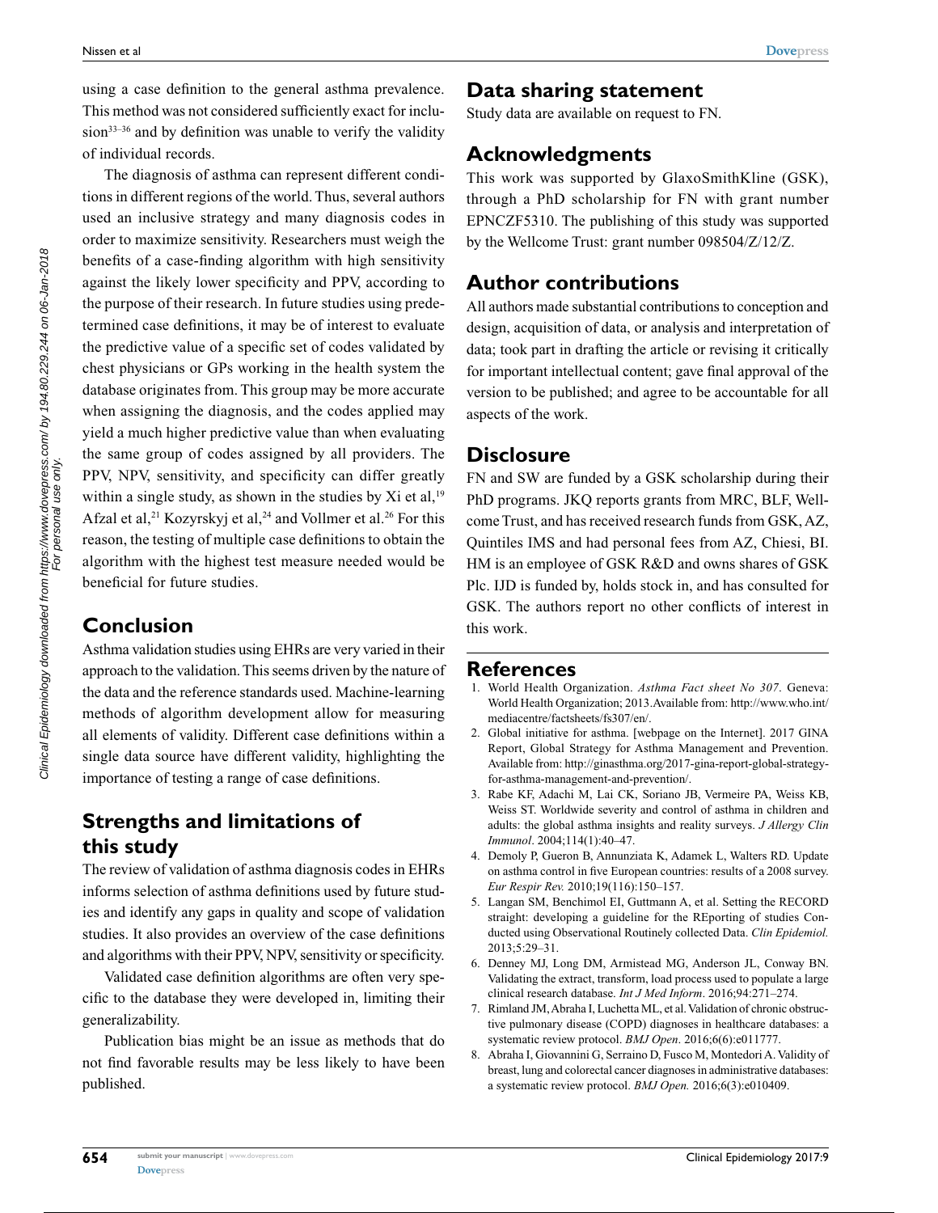using a case definition to the general asthma prevalence. This method was not considered sufficiently exact for inclusion[33–36] and by definition was unable to verify the validity of individual records.

The diagnosis of asthma can represent different conditions in different regions of the world. Thus, several authors used an inclusive strategy and many diagnosis codes in order to maximize sensitivity. Researchers must weigh the benefits of a case-finding algorithm with high sensitivity against the likely lower specificity and PPV, according to the purpose of their research. In future studies using predetermined case definitions, it may be of interest to evaluate the predictive value of a specific set of codes validated by chest physicians or GPs working in the health system the database originates from. This group may be more accurate when assigning the diagnosis, and the codes applied may yield a much higher predictive value than when evaluating the same group of codes assigned by all providers. The PPV, NPV, sensitivity, and specificity can differ greatly within a single study, as shown in the studies by Xi et al,[19] Afzal et al,[21] Kozyrskyj et al,[24] and Vollmer et al.[26] For this reason, the testing of multiple case definitions to obtain the algorithm with the highest test measure needed would be beneficial for future studies.

## Conclusion

Asthma validation studies using EHRs are very varied in their approach to the validation. This seems driven by the nature of the data and the reference standards used. Machine-learning methods of algorithm development allow for measuring all elements of validity. Different case definitions within a single data source have different validity, highlighting the importance of testing a range of case definitions.

## Strengths and limitations of this study

The review of validation of asthma diagnosis codes in EHRs informs selection of asthma definitions used by future studies and identify any gaps in quality and scope of validation studies. It also provides an overview of the case definitions and algorithms with their PPV, NPV, sensitivity or specificity.

Validated case definition algorithms are often very specific to the database they were developed in, limiting their generalizability.

Publication bias might be an issue as methods that do not find favorable results may be less likely to have been published.

## Data sharing statement

Study data are available on request to FN.

## Acknowledgments

This work was supported by GlaxoSmithKline (GSK), through a PhD scholarship for FN with grant number EPNCZF5310. The publishing of this study was supported by the Wellcome Trust: grant number 098504/Z/12/Z.

## Author contributions

All authors made substantial contributions to conception and design, acquisition of data, or analysis and interpretation of data; took part in drafting the article or revising it critically for important intellectual content; gave final approval of the version to be published; and agree to be accountable for all aspects of the work.

## Disclosure

FN and SW are funded by a GSK scholarship during their PhD programs. JKQ reports grants from MRC, BLF, Wellcome Trust, and has received research funds from GSK, AZ, Quintiles IMS and had personal fees from AZ, Chiesi, BI. HM is an employee of GSK R&D and owns shares of GSK Plc. IJD is funded by, holds stock in, and has consulted for GSK. The authors report no other conflicts of interest in this work.

## References

1. World Health Organization. *Asthma Fact sheet No 307*. Geneva: World Health Organization; 2013.Available from: http://www.who.int/mediacentre/factsheets/fs307/en/.
2. Global initiative for asthma. [webpage on the Internet]. 2017 GINA Report, Global Strategy for Asthma Management and Prevention. Available from: http://ginasthma.org/2017-gina-report-global-strategy-for-asthma-management-and-prevention/.
3. Rabe KF, Adachi M, Lai CK, Soriano JB, Vermeire PA, Weiss KB, Weiss ST. Worldwide severity and control of asthma in children and adults: the global asthma insights and reality surveys. *J Allergy Clin Immunol*. 2004;114(1):40–47.
4. Demoly P, Gueron B, Annunziata K, Adamek L, Walters RD. Update on asthma control in five European countries: results of a 2008 survey. *Eur Respir Rev.* 2010;19(116):150–157.
5. Langan SM, Benchimol EI, Guttmann A, et al. Setting the RECORD straight: developing a guideline for the REporting of studies Conducted using Observational Routinely collected Data. *Clin Epidemiol.* 2013;5:29–31.
6. Denney MJ, Long DM, Armistead MG, Anderson JL, Conway BN. Validating the extract, transform, load process used to populate a large clinical research database. *Int J Med Inform*. 2016;94:271–274.
7. Rimland JM, Abraha I, Luchetta ML, et al. Validation of chronic obstructive pulmonary disease (COPD) diagnoses in healthcare databases: a systematic review protocol. *BMJ Open*. 2016;6(6):e011777.
8. Abraha I, Giovannini G, Serraino D, Fusco M, Montedori A. Validity of breast, lung and colorectal cancer diagnoses in administrative databases: a systematic review protocol. *BMJ Open.* 2016;6(3):e010409.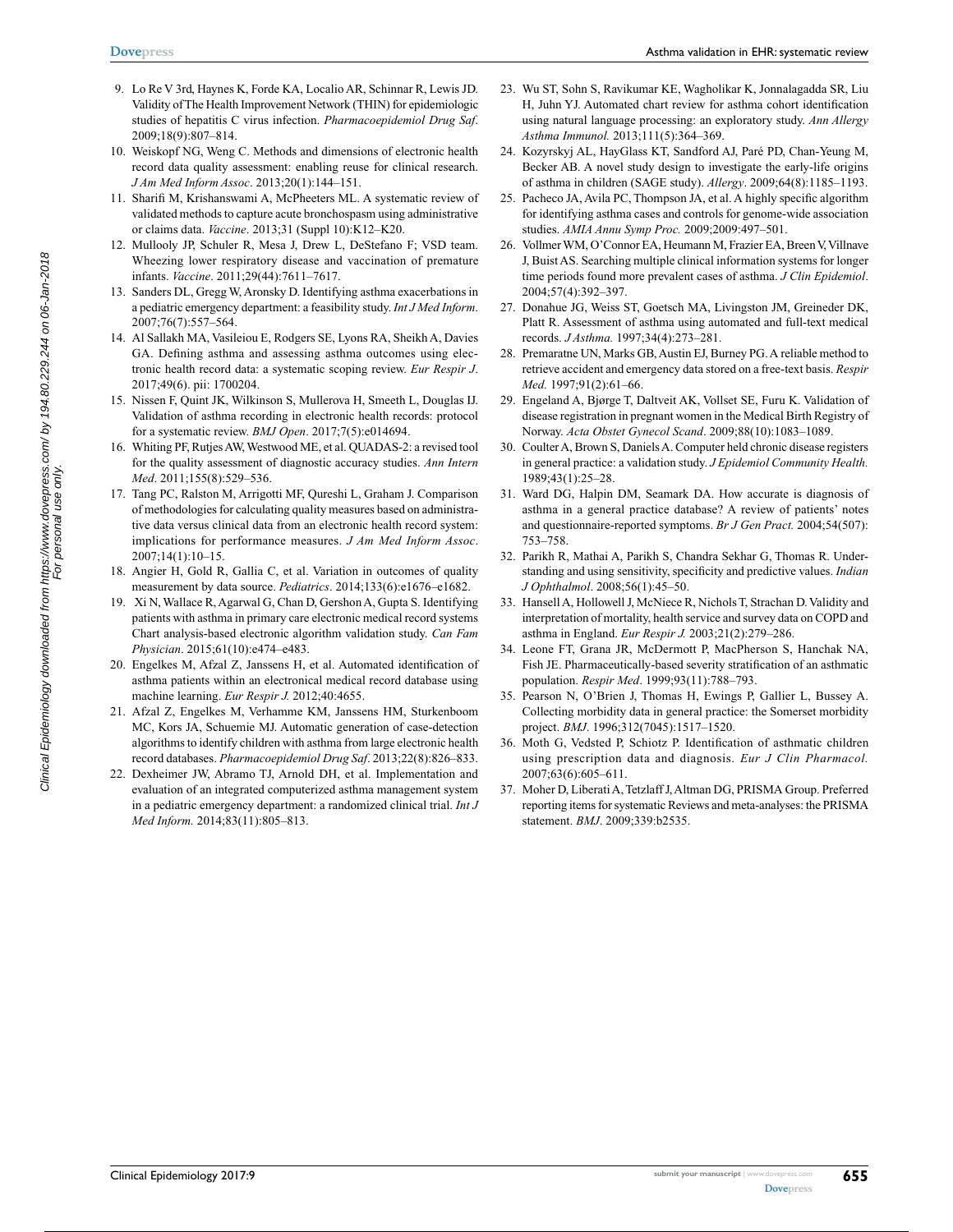9. Lo Re V 3rd, Haynes K, Forde KA, Localio AR, Schinnar R, Lewis JD. Validity of The Health Improvement Network (THIN) for epidemiologic studies of hepatitis C virus infection. *Pharmacoepidemiol Drug Saf*. 2009;18(9):807–814.
10. Weiskopf NG, Weng C. Methods and dimensions of electronic health record data quality assessment: enabling reuse for clinical research. *J Am Med Inform Assoc*. 2013;20(1):144–151.
11. Sharifi M, Krishanswami A, McPheeters ML. A systematic review of validated methods to capture acute bronchospasm using administrative or claims data. *Vaccine*. 2013;31 (Suppl 10):K12–K20.
12. Mullooly JP, Schuler R, Mesa J, Drew L, DeStefano F; VSD team. Wheezing lower respiratory disease and vaccination of premature infants. *Vaccine*. 2011;29(44):7611–7617.
13. Sanders DL, Gregg W, Aronsky D. Identifying asthma exacerbations in a pediatric emergency department: a feasibility study. *Int J Med Inform*. 2007;76(7):557–564.
14. Al Sallakh MA, Vasileiou E, Rodgers SE, Lyons RA, Sheikh A, Davies GA. Defining asthma and assessing asthma outcomes using electronic health record data: a systematic scoping review. *Eur Respir J*. 2017;49(6). pii: 1700204.
15. Nissen F, Quint JK, Wilkinson S, Mullerova H, Smeeth L, Douglas IJ. Validation of asthma recording in electronic health records: protocol for a systematic review. *BMJ Open*. 2017;7(5):e014694.
16. Whiting PF, Rutjes AW, Westwood ME, et al. QUADAS-2: a revised tool for the quality assessment of diagnostic accuracy studies. *Ann Intern Med*. 2011;155(8):529–536.
17. Tang PC, Ralston M, Arrigotti MF, Qureshi L, Graham J. Comparison of methodologies for calculating quality measures based on administrative data versus clinical data from an electronic health record system: implications for performance measures. *J Am Med Inform Assoc*. 2007;14(1):10–15.
18. Angier H, Gold R, Gallia C, et al. Variation in outcomes of quality measurement by data source. *Pediatrics*. 2014;133(6):e1676–e1682.
19. Xi N, Wallace R, Agarwal G, Chan D, Gershon A, Gupta S. Identifying patients with asthma in primary care electronic medical record systems Chart analysis-based electronic algorithm validation study. *Can Fam Physician*. 2015;61(10):e474–e483.
20. Engelkes M, Afzal Z, Janssens H, et al. Automated identification of asthma patients within an electronical medical record database using machine learning. *Eur Respir J.* 2012;40:4655.
21. Afzal Z, Engelkes M, Verhamme KM, Janssens HM, Sturkenboom MC, Kors JA, Schuemie MJ. Automatic generation of case-detection algorithms to identify children with asthma from large electronic health record databases. *Pharmacoepidemiol Drug Saf*. 2013;22(8):826–833.
22. Dexheimer JW, Abramo TJ, Arnold DH, et al. Implementation and evaluation of an integrated computerized asthma management system in a pediatric emergency department: a randomized clinical trial. *Int J Med Inform.* 2014;83(11):805–813.
23. Wu ST, Sohn S, Ravikumar KE, Wagholikar K, Jonnalagadda SR, Liu H, Juhn YJ. Automated chart review for asthma cohort identification using natural language processing: an exploratory study. *Ann Allergy Asthma Immunol.* 2013;111(5):364–369.
24. Kozyrskyj AL, HayGlass KT, Sandford AJ, Paré PD, Chan-Yeung M, Becker AB. A novel study design to investigate the early-life origins of asthma in children (SAGE study). *Allergy*. 2009;64(8):1185–1193.
25. Pacheco JA, Avila PC, Thompson JA, et al. A highly specific algorithm for identifying asthma cases and controls for genome-wide association studies. *AMIA Annu Symp Proc.* 2009;2009:497–501.
26. Vollmer WM, O'Connor EA, Heumann M, Frazier EA, Breen V, Villnave J, Buist AS. Searching multiple clinical information systems for longer time periods found more prevalent cases of asthma. *J Clin Epidemiol*. 2004;57(4):392–397.
27. Donahue JG, Weiss ST, Goetsch MA, Livingston JM, Greineder DK, Platt R. Assessment of asthma using automated and full-text medical records. *J Asthma.* 1997;34(4):273–281.
28. Premaratne UN, Marks GB, Austin EJ, Burney PG. A reliable method to retrieve accident and emergency data stored on a free-text basis. *Respir Med.* 1997;91(2):61–66.
29. Engeland A, Bjørge T, Daltveit AK, Vollset SE, Furu K. Validation of disease registration in pregnant women in the Medical Birth Registry of Norway. *Acta Obstet Gynecol Scand*. 2009;88(10):1083–1089.
30. Coulter A, Brown S, Daniels A. Computer held chronic disease registers in general practice: a validation study. *J Epidemiol Community Health.* 1989;43(1):25–28.
31. Ward DG, Halpin DM, Seamark DA. How accurate is diagnosis of asthma in a general practice database? A review of patients' notes and questionnaire-reported symptoms. *Br J Gen Pract.* 2004;54(507):753–758.
32. Parikh R, Mathai A, Parikh S, Chandra Sekhar G, Thomas R. Understanding and using sensitivity, specificity and predictive values. *Indian J Ophthalmol*. 2008;56(1):45–50.
33. Hansell A, Hollowell J, McNiece R, Nichols T, Strachan D. Validity and interpretation of mortality, health service and survey data on COPD and asthma in England. *Eur Respir J.* 2003;21(2):279–286.
34. Leone FT, Grana JR, McDermott P, MacPherson S, Hanchak NA, Fish JE. Pharmaceutically-based severity stratification of an asthmatic population. *Respir Med*. 1999;93(11):788–793.
35. Pearson N, O'Brien J, Thomas H, Ewings P, Gallier L, Bussey A. Collecting morbidity data in general practice: the Somerset morbidity project. *BMJ*. 1996;312(7045):1517–1520.
36. Moth G, Vedsted P, Schiotz P. Identification of asthmatic children using prescription data and diagnosis. *Eur J Clin Pharmacol.* 2007;63(6):605–611.
37. Moher D, Liberati A, Tetzlaff J, Altman DG, PRISMA Group. Preferred reporting items for systematic Reviews and meta-analyses: the PRISMA statement. *BMJ*. 2009;339:b2535.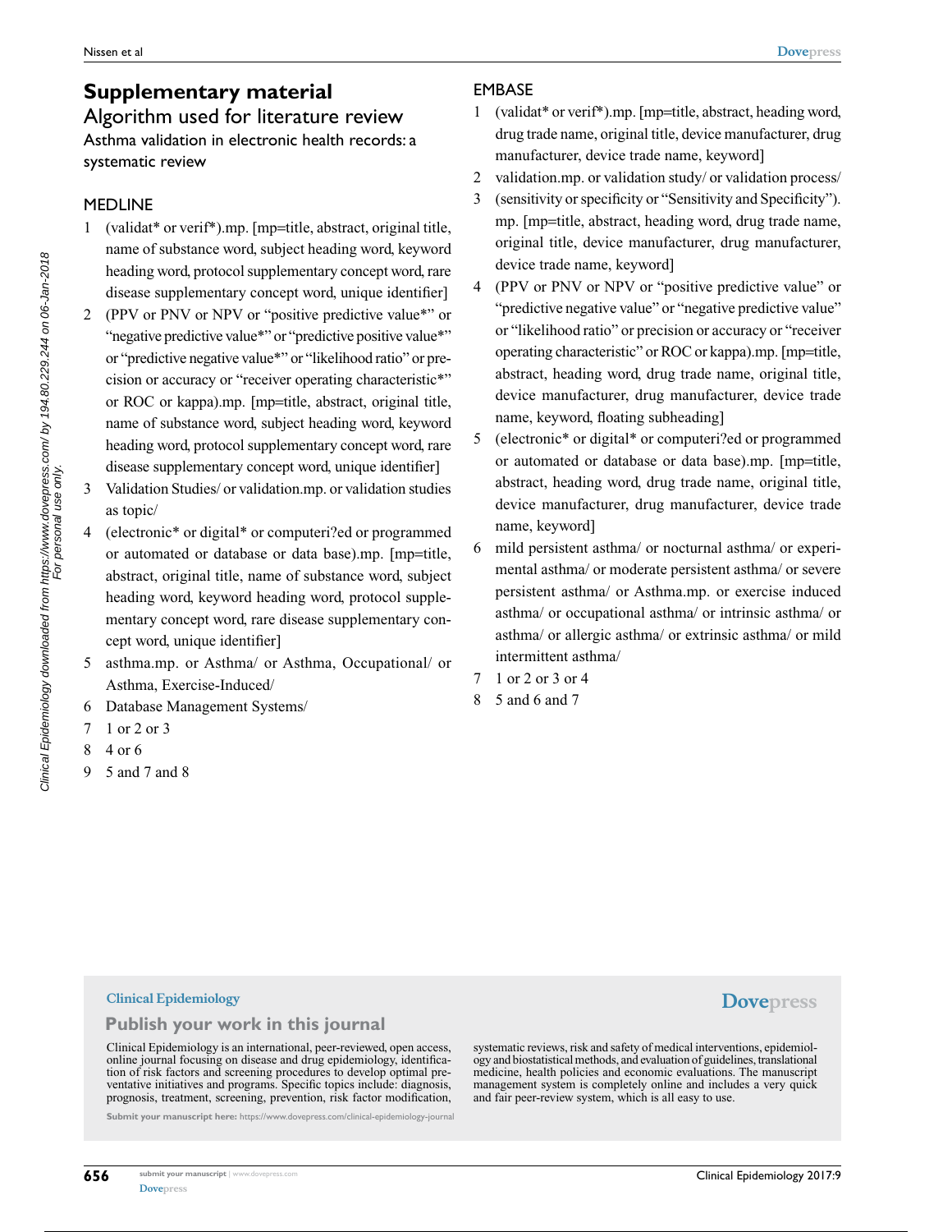# Supplementary material

## Algorithm used for literature review

### Asthma validation in electronic health records: a systematic review

#### MEDLINE

1. (validat* or verif*).mp. [mp=title, abstract, original title, name of substance word, subject heading word, keyword heading word, protocol supplementary concept word, rare disease supplementary concept word, unique identifier]
2. (PPV or PNV or NPV or "positive predictive value*" or "negative predictive value*" or "predictive positive value*" or "predictive negative value*" or "likelihood ratio" or precision or accuracy or "receiver operating characteristic*" or ROC or kappa).mp. [mp=title, abstract, original title, name of substance word, subject heading word, keyword heading word, protocol supplementary concept word, rare disease supplementary concept word, unique identifier]
3. Validation Studies/ or validation.mp. or validation studies as topic/
4. (electronic* or digital* or computeri?ed or programmed or automated or database or data base).mp. [mp=title, abstract, original title, name of substance word, subject heading word, keyword heading word, protocol supplementary concept word, rare disease supplementary concept word, unique identifier]
5. asthma.mp. or Asthma/ or Asthma, Occupational/ or Asthma, Exercise-Induced/
6. Database Management Systems/
7. 1 or 2 or 3
8. 4 or 6
9. 5 and 7 and 8

#### EMBASE

1. (validat* or verif*).mp. [mp=title, abstract, heading word, drug trade name, original title, device manufacturer, drug manufacturer, device trade name, keyword]
2. validation.mp. or validation study/ or validation process/
3. (sensitivity or specificity or "Sensitivity and Specificity"). mp. [mp=title, abstract, heading word, drug trade name, original title, device manufacturer, drug manufacturer, device trade name, keyword]
4. (PPV or PNV or NPV or "positive predictive value" or "predictive negative value" or "negative predictive value" or "likelihood ratio" or precision or accuracy or "receiver operating characteristic" or ROC or kappa).mp. [mp=title, abstract, heading word, drug trade name, original title, device manufacturer, drug manufacturer, device trade name, keyword, floating subheading]
5. (electronic* or digital* or computeri?ed or programmed or automated or database or data base).mp. [mp=title, abstract, heading word, drug trade name, original title, device manufacturer, drug manufacturer, device trade name, keyword]
6. mild persistent asthma/ or nocturnal asthma/ or experimental asthma/ or moderate persistent asthma/ or severe persistent asthma/ or Asthma.mp. or exercise induced asthma/ or occupational asthma/ or intrinsic asthma/ or asthma/ or allergic asthma/ or extrinsic asthma/ or mild intermittent asthma/
7. 1 or 2 or 3 or 4
8. 5 and 6 and 7